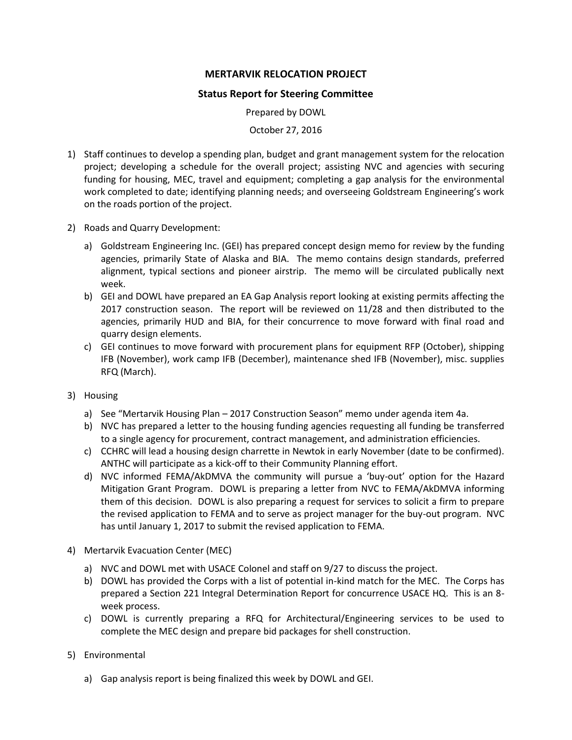**MERTARVIK RELOCATION PROJECT**

**Status Report for Steering Committee**

Prepared by DOWL

October 27, 2016

1) Staff continues to develop a spending plan, budget and grant management system for the relocation project; developing a schedule for the overall project; assisting NVC and agencies with securing funding for housing, MEC, travel and equipment; completing a gap analysis for the environmental work completed to date; identifying planning needs; and overseeing Goldstream Engineering's work on the roads portion of the project.

2) Roads and Quarry Development:

   a) Goldstream Engineering Inc. (GEI) has prepared concept design memo for review by the funding agencies, primarily State of Alaska and BIA. The memo contains design standards, preferred alignment, typical sections and pioneer airstrip. The memo will be circulated publically next week.

   b) GEI and DOWL have prepared an EA Gap Analysis report looking at existing permits affecting the 2017 construction season. The report will be reviewed on 11/28 and then distributed to the agencies, primarily HUD and BIA, for their concurrence to move forward with final road and quarry design elements.

   c) GEI continues to move forward with procurement plans for equipment RFP (October), shipping IFB (November), work camp IFB (December), maintenance shed IFB (November), misc. supplies RFQ (March).

3) Housing

   a) See "Mertarvik Housing Plan – 2017 Construction Season" memo under agenda item 4a.

   b) NVC has prepared a letter to the housing funding agencies requesting all funding be transferred to a single agency for procurement, contract management, and administration efficiencies.

   c) CCHRC will lead a housing design charrette in Newtok in early November (date to be confirmed). ANTHC will participate as a kick-off to their Community Planning effort.

   d) NVC informed FEMA/AkDMVA the community will pursue a 'buy-out' option for the Hazard Mitigation Grant Program. DOWL is preparing a letter from NVC to FEMA/AkDMVA informing them of this decision. DOWL is also preparing a request for services to solicit a firm to prepare the revised application to FEMA and to serve as project manager for the buy-out program. NVC has until January 1, 2017 to submit the revised application to FEMA.

4) Mertarvik Evacuation Center (MEC)

   a) NVC and DOWL met with USACE Colonel and staff on 9/27 to discuss the project.

   b) DOWL has provided the Corps with a list of potential in-kind match for the MEC. The Corps has prepared a Section 221 Integral Determination Report for concurrence USACE HQ. This is an 8-week process.

   c) DOWL is currently preparing a RFQ for Architectural/Engineering services to be used to complete the MEC design and prepare bid packages for shell construction.

5) Environmental

   a) Gap analysis report is being finalized this week by DOWL and GEI.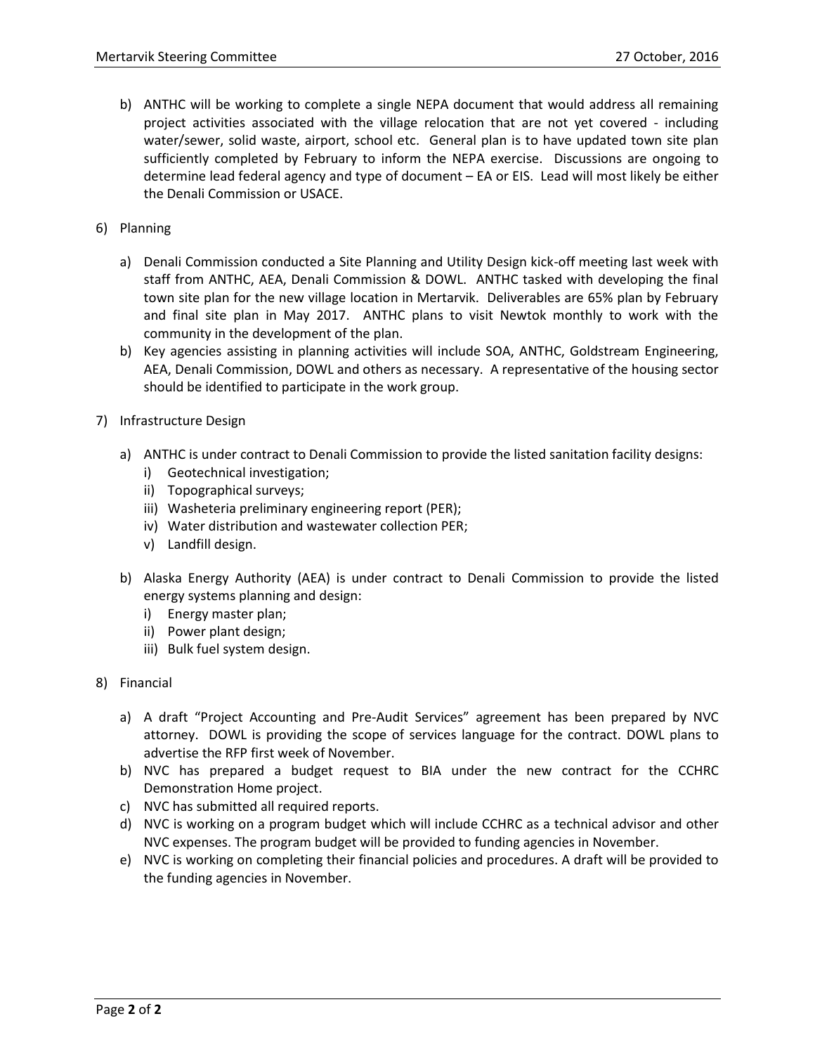b) ANTHC will be working to complete a single NEPA document that would address all remaining project activities associated with the village relocation that are not yet covered - including water/sewer, solid waste, airport, school etc. General plan is to have updated town site plan sufficiently completed by February to inform the NEPA exercise. Discussions are ongoing to determine lead federal agency and type of document – EA or EIS. Lead will most likely be either the Denali Commission or USACE.

6) Planning

   a) Denali Commission conducted a Site Planning and Utility Design kick-off meeting last week with staff from ANTHC, AEA, Denali Commission & DOWL. ANTHC tasked with developing the final town site plan for the new village location in Mertarvik. Deliverables are 65% plan by February and final site plan in May 2017. ANTHC plans to visit Newtok monthly to work with the community in the development of the plan.
   b) Key agencies assisting in planning activities will include SOA, ANTHC, Goldstream Engineering, AEA, Denali Commission, DOWL and others as necessary. A representative of the housing sector should be identified to participate in the work group.

7) Infrastructure Design

   a) ANTHC is under contract to Denali Commission to provide the listed sanitation facility designs:
      i) Geotechnical investigation;
      ii) Topographical surveys;
      iii) Washeteria preliminary engineering report (PER);
      iv) Water distribution and wastewater collection PER;
      v) Landfill design.

   b) Alaska Energy Authority (AEA) is under contract to Denali Commission to provide the listed energy systems planning and design:
      i) Energy master plan;
      ii) Power plant design;
      iii) Bulk fuel system design.

8) Financial

   a) A draft "Project Accounting and Pre-Audit Services" agreement has been prepared by NVC attorney. DOWL is providing the scope of services language for the contract. DOWL plans to advertise the RFP first week of November.
   b) NVC has prepared a budget request to BIA under the new contract for the CCHRC Demonstration Home project.
   c) NVC has submitted all required reports.
   d) NVC is working on a program budget which will include CCHRC as a technical advisor and other NVC expenses. The program budget will be provided to funding agencies in November.
   e) NVC is working on completing their financial policies and procedures. A draft will be provided to the funding agencies in November.